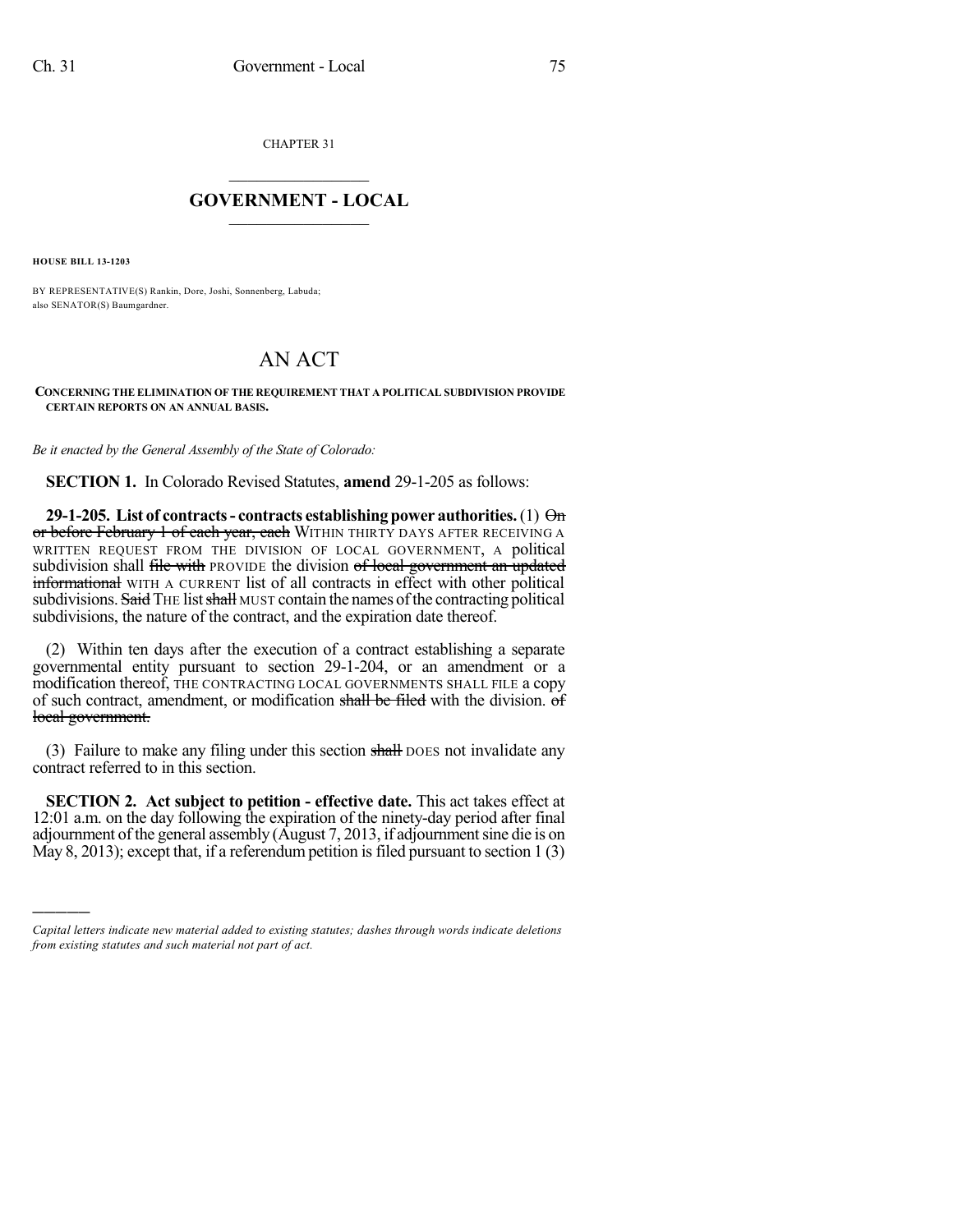CHAPTER 31

# GOVERNMENT - LOCAL

**HOUSE BILL 13-1203**

BY REPRESENTATIVE(S) Rankin, Dore, Joshi, Sonnenberg, Labuda; also SENATOR(S) Baumgardner.

# AN ACT

**CONCERNING THE ELIMINATION OF THE REQUIREMENT THAT A POLITICAL SUBDIVISION PROVIDE CERTAIN REPORTS ON AN ANNUAL BASIS.**

*Be it enacted by the General Assembly of the State of Colorado:*

**SECTION 1.** In Colorado Revised Statutes, **amend** 29-1-205 as follows:

**29-1-205. List of contracts - contracts establishing power authorities.** (1) ~~On or before February 1 of each year, each~~ WITHIN THIRTY DAYS AFTER RECEIVING A WRITTEN REQUEST FROM THE DIVISION OF LOCAL GOVERNMENT, A political subdivision shall ~~file with~~ PROVIDE the division ~~of local government an updated informational~~ WITH A CURRENT list of all contracts in effect with other political subdivisions. ~~Said~~ THE list ~~shall~~ MUST contain the names of the contracting political subdivisions, the nature of the contract, and the expiration date thereof.

(2) Within ten days after the execution of a contract establishing a separate governmental entity pursuant to section 29-1-204, or an amendment or a modification thereof, THE CONTRACTING LOCAL GOVERNMENTS SHALL FILE a copy of such contract, amendment, or modification ~~shall be filed~~ with the division. ~~of local government.~~

(3) Failure to make any filing under this section ~~shall~~ DOES not invalidate any contract referred to in this section.

**SECTION 2. Act subject to petition - effective date.** This act takes effect at 12:01 a.m. on the day following the expiration of the ninety-day period after final adjournment of the general assembly (August 7, 2013, if adjournment sine die is on May 8, 2013); except that, if a referendum petition is filed pursuant to section 1 (3)

*Capital letters indicate new material added to existing statutes; dashes through words indicate deletions from existing statutes and such material not part of act.*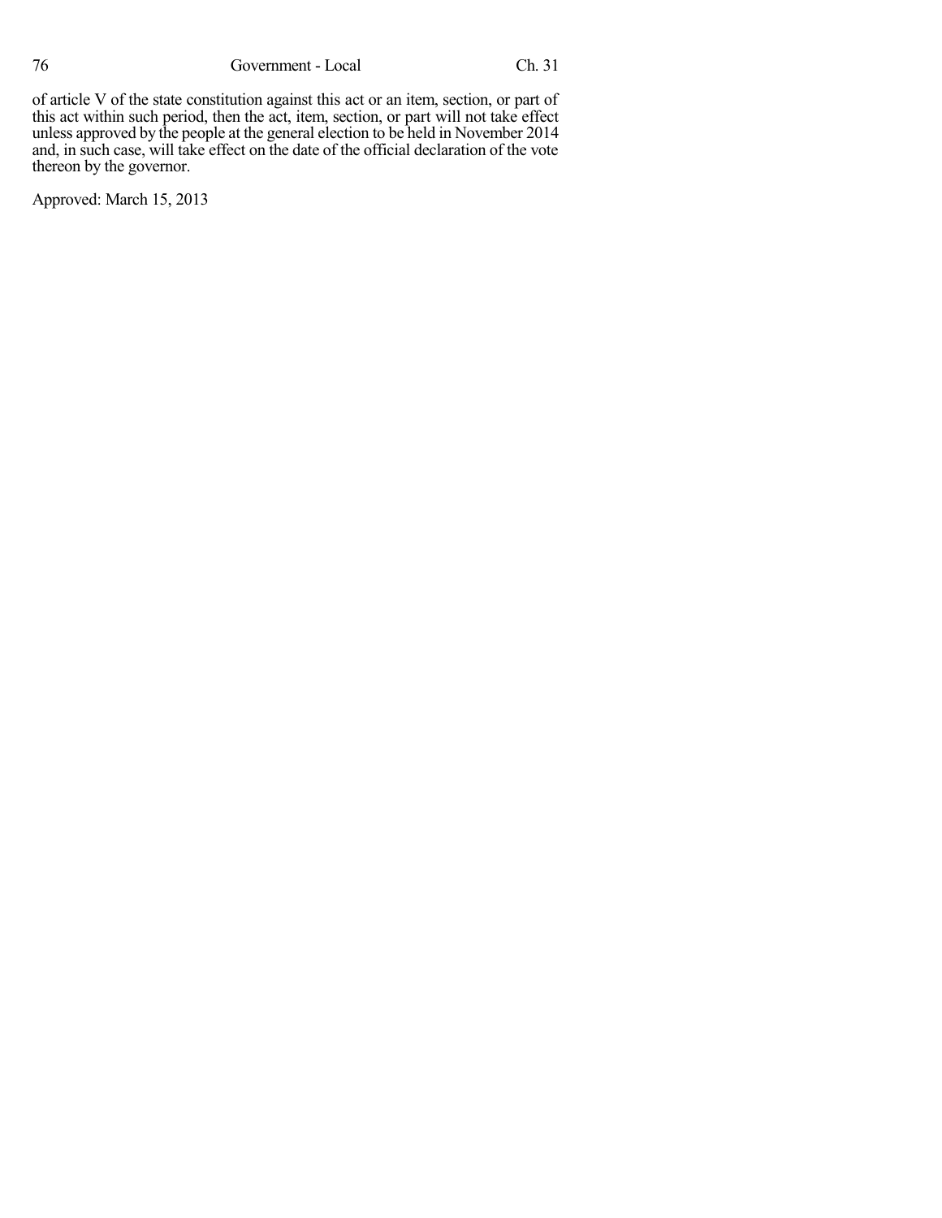of article V of the state constitution against this act or an item, section, or part of this act within such period, then the act, item, section, or part will not take effect unless approved by the people at the general election to be held in November 2014 and, in such case, will take effect on the date of the official declaration of the vote thereon by the governor.

Approved: March 15, 2013